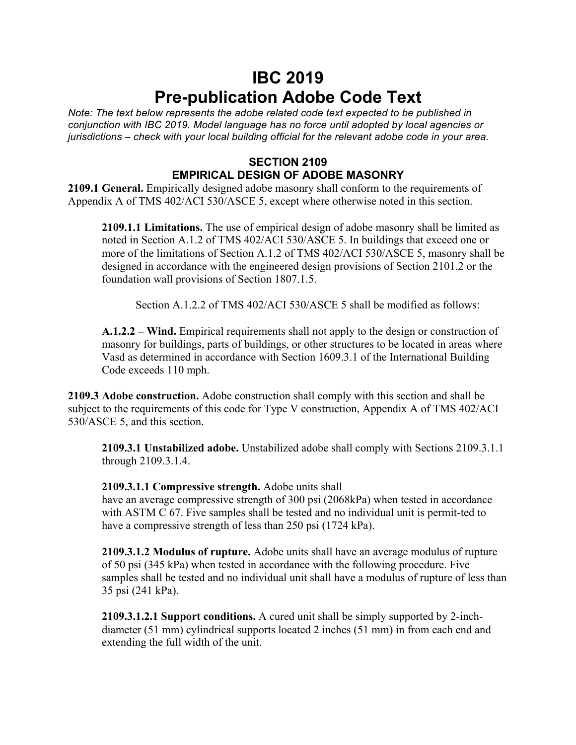# IBC 2019
# Pre-publication Adobe Code Text

*Note: The text below represents the adobe related code text expected to be published in conjunction with IBC 2019. Model language has no force until adopted by local agencies or jurisdictions – check with your local building official for the relevant adobe code in your area.*

## SECTION 2109
## EMPIRICAL DESIGN OF ADOBE MASONRY

**2109.1 General.** Empirically designed adobe masonry shall conform to the requirements of Appendix A of TMS 402/ACI 530/ASCE 5, except where otherwise noted in this section.

**2109.1.1 Limitations.** The use of empirical design of adobe masonry shall be limited as noted in Section A.1.2 of TMS 402/ACI 530/ASCE 5. In buildings that exceed one or more of the limitations of Section A.1.2 of TMS 402/ACI 530/ASCE 5, masonry shall be designed in accordance with the engineered design provisions of Section 2101.2 or the foundation wall provisions of Section 1807.1.5.

Section A.1.2.2 of TMS 402/ACI 530/ASCE 5 shall be modified as follows:

**A.1.2.2 – Wind.** Empirical requirements shall not apply to the design or construction of masonry for buildings, parts of buildings, or other structures to be located in areas where Vasd as determined in accordance with Section 1609.3.1 of the International Building Code exceeds 110 mph.

**2109.3 Adobe construction.** Adobe construction shall comply with this section and shall be subject to the requirements of this code for Type V construction, Appendix A of TMS 402/ACI 530/ASCE 5, and this section.

**2109.3.1 Unstabilized adobe.** Unstabilized adobe shall comply with Sections 2109.3.1.1 through 2109.3.1.4.

**2109.3.1.1 Compressive strength.** Adobe units shall have an average compressive strength of 300 psi (2068kPa) when tested in accordance with ASTM C 67. Five samples shall be tested and no individual unit is permit-ted to have a compressive strength of less than 250 psi (1724 kPa).

**2109.3.1.2 Modulus of rupture.** Adobe units shall have an average modulus of rupture of 50 psi (345 kPa) when tested in accordance with the following procedure. Five samples shall be tested and no individual unit shall have a modulus of rupture of less than 35 psi (241 kPa).

**2109.3.1.2.1 Support conditions.** A cured unit shall be simply supported by 2-inch-diameter (51 mm) cylindrical supports located 2 inches (51 mm) in from each end and extending the full width of the unit.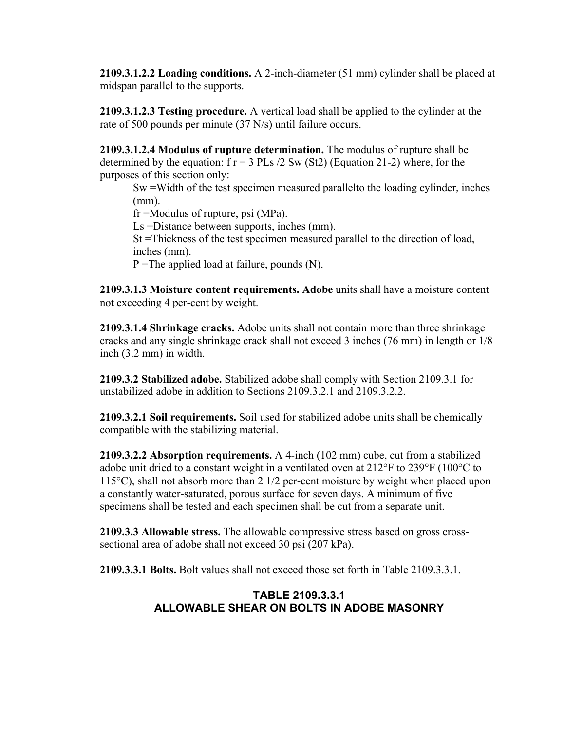**2109.3.1.2.2 Loading conditions.** A 2-inch-diameter (51 mm) cylinder shall be placed at midspan parallel to the supports.

**2109.3.1.2.3 Testing procedure.** A vertical load shall be applied to the cylinder at the rate of 500 pounds per minute (37 N/s) until failure occurs.

**2109.3.1.2.4 Modulus of rupture determination.** The modulus of rupture shall be determined by the equation: $f_r = 3PL_s / 2S_w(S_t^2)$ (Equation 21-2) where, for the purposes of this section only:

> $S_w$ =Width of the test specimen measured parallelto the loading cylinder, inches (mm).
>
> $f_r$ =Modulus of rupture, psi (MPa).
>
> $L_s$ =Distance between supports, inches (mm).
>
> $S_t$ =Thickness of the test specimen measured parallel to the direction of load, inches (mm).
>
> $P$ =The applied load at failure, pounds (N).

**2109.3.1.3 Moisture content requirements. Adobe** units shall have a moisture content not exceeding 4 per-cent by weight.

**2109.3.1.4 Shrinkage cracks.** Adobe units shall not contain more than three shrinkage cracks and any single shrinkage crack shall not exceed 3 inches (76 mm) in length or 1/8 inch (3.2 mm) in width.

**2109.3.2 Stabilized adobe.** Stabilized adobe shall comply with Section 2109.3.1 for unstabilized adobe in addition to Sections 2109.3.2.1 and 2109.3.2.2.

**2109.3.2.1 Soil requirements.** Soil used for stabilized adobe units shall be chemically compatible with the stabilizing material.

**2109.3.2.2 Absorption requirements.** A 4-inch (102 mm) cube, cut from a stabilized adobe unit dried to a constant weight in a ventilated oven at 212°F to 239°F (100°C to 115°C), shall not absorb more than 2 1/2 per-cent moisture by weight when placed upon a constantly water-saturated, porous surface for seven days. A minimum of five specimens shall be tested and each specimen shall be cut from a separate unit.

**2109.3.3 Allowable stress.** The allowable compressive stress based on gross cross-sectional area of adobe shall not exceed 30 psi (207 kPa).

**2109.3.3.1 Bolts.** Bolt values shall not exceed those set forth in Table 2109.3.3.1.

**TABLE 2109.3.3.1**
**ALLOWABLE SHEAR ON BOLTS IN ADOBE MASONRY**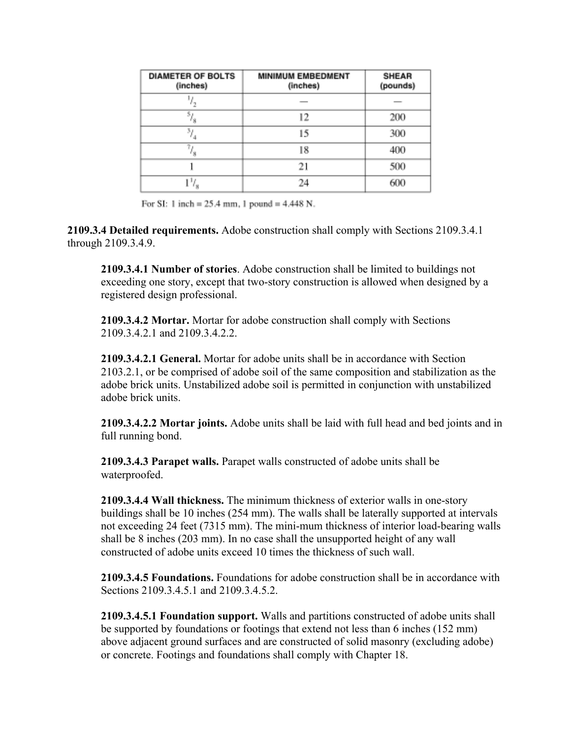| DIAMETER OF BOLTS (inches) | MINIMUM EMBEDMENT (inches) | SHEAR (pounds) |
|---|---|---|
| $^1/_2$ | — | — |
| $^5/_8$ | 12 | 200 |
| $^3/_4$ | 15 | 300 |
| $^7/_8$ | 18 | 400 |
| 1 | 21 | 500 |
| $1^1/_8$ | 24 | 600 |

For SI: 1 inch = 25.4 mm, 1 pound = 4.448 N.

**2109.3.4 Detailed requirements.** Adobe construction shall comply with Sections 2109.3.4.1 through 2109.3.4.9.

**2109.3.4.1 Number of stories**. Adobe construction shall be limited to buildings not exceeding one story, except that two-story construction is allowed when designed by a registered design professional.

**2109.3.4.2 Mortar.** Mortar for adobe construction shall comply with Sections 2109.3.4.2.1 and 2109.3.4.2.2.

**2109.3.4.2.1 General.** Mortar for adobe units shall be in accordance with Section 2103.2.1, or be comprised of adobe soil of the same composition and stabilization as the adobe brick units. Unstabilized adobe soil is permitted in conjunction with unstabilized adobe brick units.

**2109.3.4.2.2 Mortar joints.** Adobe units shall be laid with full head and bed joints and in full running bond.

**2109.3.4.3 Parapet walls.** Parapet walls constructed of adobe units shall be waterproofed.

**2109.3.4.4 Wall thickness.** The minimum thickness of exterior walls in one-story buildings shall be 10 inches (254 mm). The walls shall be laterally supported at intervals not exceeding 24 feet (7315 mm). The mini-mum thickness of interior load-bearing walls shall be 8 inches (203 mm). In no case shall the unsupported height of any wall constructed of adobe units exceed 10 times the thickness of such wall.

**2109.3.4.5 Foundations.** Foundations for adobe construction shall be in accordance with Sections 2109.3.4.5.1 and 2109.3.4.5.2.

**2109.3.4.5.1 Foundation support.** Walls and partitions constructed of adobe units shall be supported by foundations or footings that extend not less than 6 inches (152 mm) above adjacent ground surfaces and are constructed of solid masonry (excluding adobe) or concrete. Footings and foundations shall comply with Chapter 18.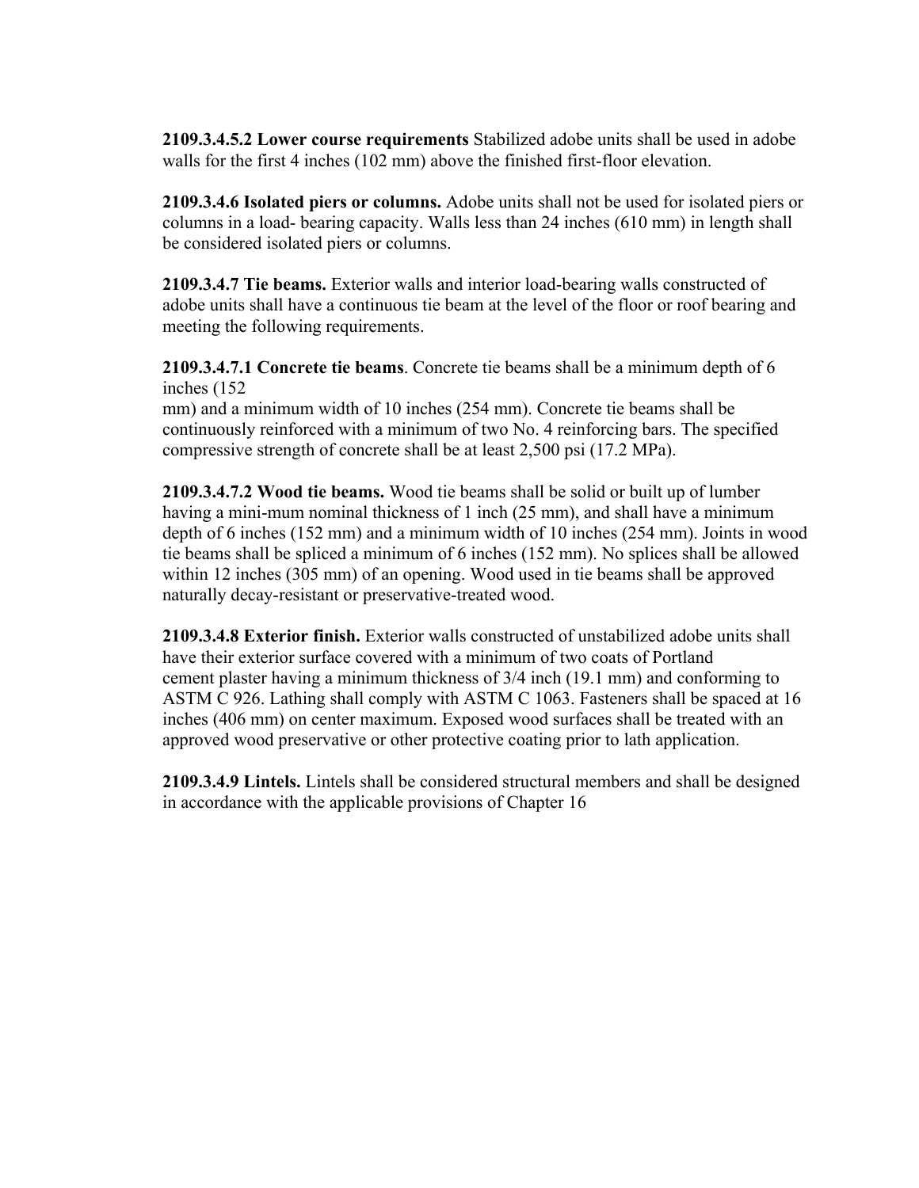**2109.3.4.5.2 Lower course requirements** Stabilized adobe units shall be used in adobe walls for the first 4 inches (102 mm) above the finished first-floor elevation.

**2109.3.4.6 Isolated piers or columns.** Adobe units shall not be used for isolated piers or columns in a load- bearing capacity. Walls less than 24 inches (610 mm) in length shall be considered isolated piers or columns.

**2109.3.4.7 Tie beams.** Exterior walls and interior load-bearing walls constructed of adobe units shall have a continuous tie beam at the level of the floor or roof bearing and meeting the following requirements.

**2109.3.4.7.1 Concrete tie beams**. Concrete tie beams shall be a minimum depth of 6 inches (152 mm) and a minimum width of 10 inches (254 mm). Concrete tie beams shall be continuously reinforced with a minimum of two No. 4 reinforcing bars. The specified compressive strength of concrete shall be at least 2,500 psi (17.2 MPa).

**2109.3.4.7.2 Wood tie beams.** Wood tie beams shall be solid or built up of lumber having a mini-mum nominal thickness of 1 inch (25 mm), and shall have a minimum depth of 6 inches (152 mm) and a minimum width of 10 inches (254 mm). Joints in wood tie beams shall be spliced a minimum of 6 inches (152 mm). No splices shall be allowed within 12 inches (305 mm) of an opening. Wood used in tie beams shall be approved naturally decay-resistant or preservative-treated wood.

**2109.3.4.8 Exterior finish.** Exterior walls constructed of unstabilized adobe units shall have their exterior surface covered with a minimum of two coats of Portland cement plaster having a minimum thickness of 3/4 inch (19.1 mm) and conforming to ASTM C 926. Lathing shall comply with ASTM C 1063. Fasteners shall be spaced at 16 inches (406 mm) on center maximum. Exposed wood surfaces shall be treated with an approved wood preservative or other protective coating prior to lath application.

**2109.3.4.9 Lintels.** Lintels shall be considered structural members and shall be designed in accordance with the applicable provisions of Chapter 16